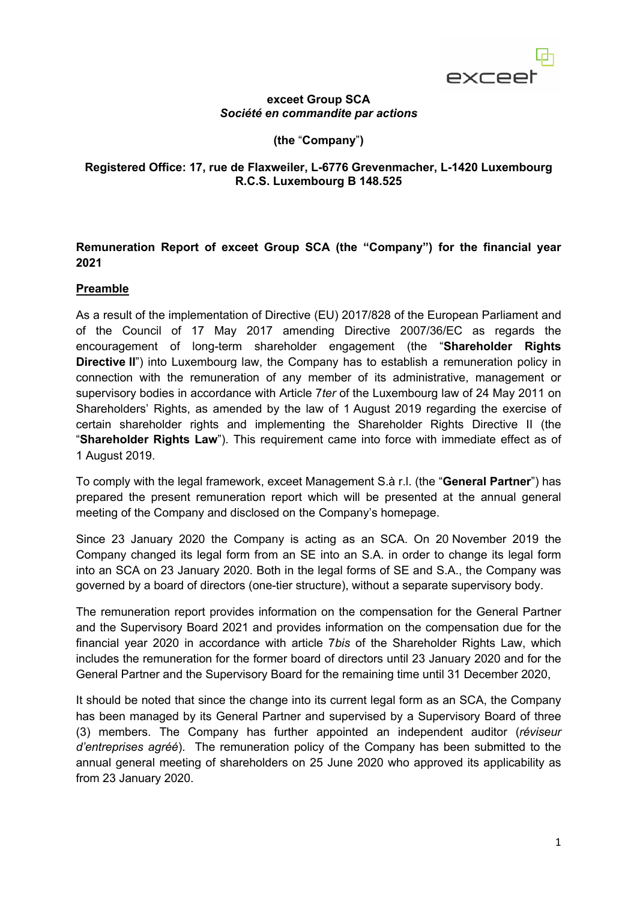**exceet Group SCA**
***Société en commandite par actions***

**(the “Company”)**

**Registered Office: 17, rue de Flaxweiler, L-6776 Grevenmacher, L-1420 Luxembourg**
**R.C.S. Luxembourg B 148.525**

## Remuneration Report of exceet Group SCA (the “Company”) for the financial year 2021

### Preamble

As a result of the implementation of Directive (EU) 2017/828 of the European Parliament and of the Council of 17 May 2017 amending Directive 2007/36/EC as regards the encouragement of long-term shareholder engagement (the “**Shareholder Rights Directive II**”) into Luxembourg law, the Company has to establish a remuneration policy in connection with the remuneration of any member of its administrative, management or supervisory bodies in accordance with Article 7*ter* of the Luxembourg law of 24 May 2011 on Shareholders’ Rights, as amended by the law of 1 August 2019 regarding the exercise of certain shareholder rights and implementing the Shareholder Rights Directive II (the “**Shareholder Rights Law**”). This requirement came into force with immediate effect as of 1 August 2019.

To comply with the legal framework, exceet Management S.à r.l. (the “**General Partner**”) has prepared the present remuneration report which will be presented at the annual general meeting of the Company and disclosed on the Company’s homepage.

Since 23 January 2020 the Company is acting as an SCA. On 20 November 2019 the Company changed its legal form from an SE into an S.A. in order to change its legal form into an SCA on 23 January 2020. Both in the legal forms of SE and S.A., the Company was governed by a board of directors (one-tier structure), without a separate supervisory body.

The remuneration report provides information on the compensation for the General Partner and the Supervisory Board 2021 and provides information on the compensation due for the financial year 2020 in accordance with article 7*bis* of the Shareholder Rights Law, which includes the remuneration for the former board of directors until 23 January 2020 and for the General Partner and the Supervisory Board for the remaining time until 31 December 2020,

It should be noted that since the change into its current legal form as an SCA, the Company has been managed by its General Partner and supervised by a Supervisory Board of three (3) members. The Company has further appointed an independent auditor (*réviseur d’entreprises agréé*). The remuneration policy of the Company has been submitted to the annual general meeting of shareholders on 25 June 2020 who approved its applicability as from 23 January 2020.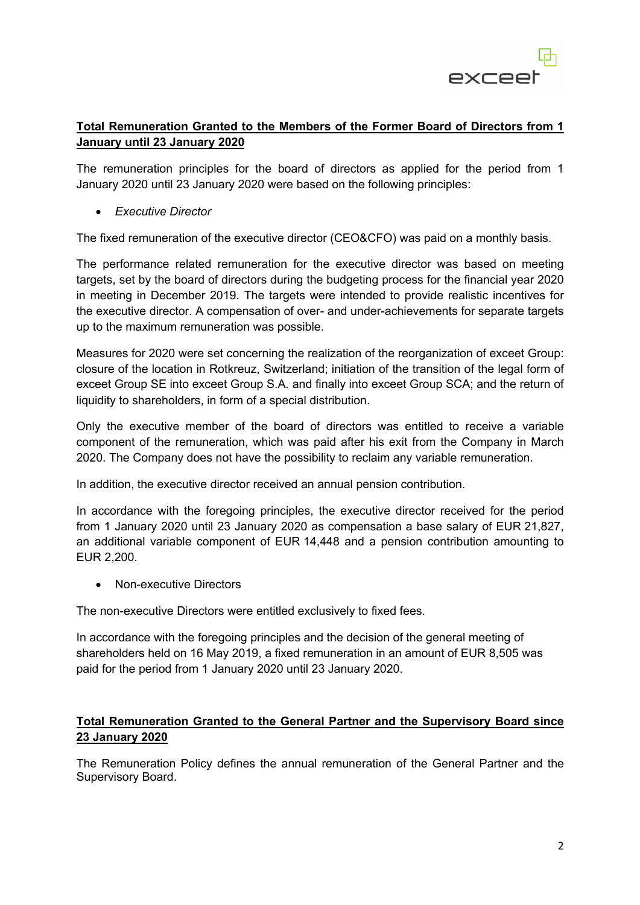## Total Remuneration Granted to the Members of the Former Board of Directors from 1 January until 23 January 2020

The remuneration principles for the board of directors as applied for the period from 1 January 2020 until 23 January 2020 were based on the following principles:

- *Executive Director*

The fixed remuneration of the executive director (CEO&CFO) was paid on a monthly basis.

The performance related remuneration for the executive director was based on meeting targets, set by the board of directors during the budgeting process for the financial year 2020 in meeting in December 2019. The targets were intended to provide realistic incentives for the executive director. A compensation of over- and under-achievements for separate targets up to the maximum remuneration was possible.

Measures for 2020 were set concerning the realization of the reorganization of exceet Group: closure of the location in Rotkreuz, Switzerland; initiation of the transition of the legal form of exceet Group SE into exceet Group S.A. and finally into exceet Group SCA; and the return of liquidity to shareholders, in form of a special distribution.

Only the executive member of the board of directors was entitled to receive a variable component of the remuneration, which was paid after his exit from the Company in March 2020. The Company does not have the possibility to reclaim any variable remuneration.

In addition, the executive director received an annual pension contribution.

In accordance with the foregoing principles, the executive director received for the period from 1 January 2020 until 23 January 2020 as compensation a base salary of EUR 21,827, an additional variable component of EUR 14,448 and a pension contribution amounting to EUR 2,200.

- Non-executive Directors

The non-executive Directors were entitled exclusively to fixed fees.

In accordance with the foregoing principles and the decision of the general meeting of shareholders held on 16 May 2019, a fixed remuneration in an amount of EUR 8,505 was paid for the period from 1 January 2020 until 23 January 2020.

## Total Remuneration Granted to the General Partner and the Supervisory Board since 23 January 2020

The Remuneration Policy defines the annual remuneration of the General Partner and the Supervisory Board.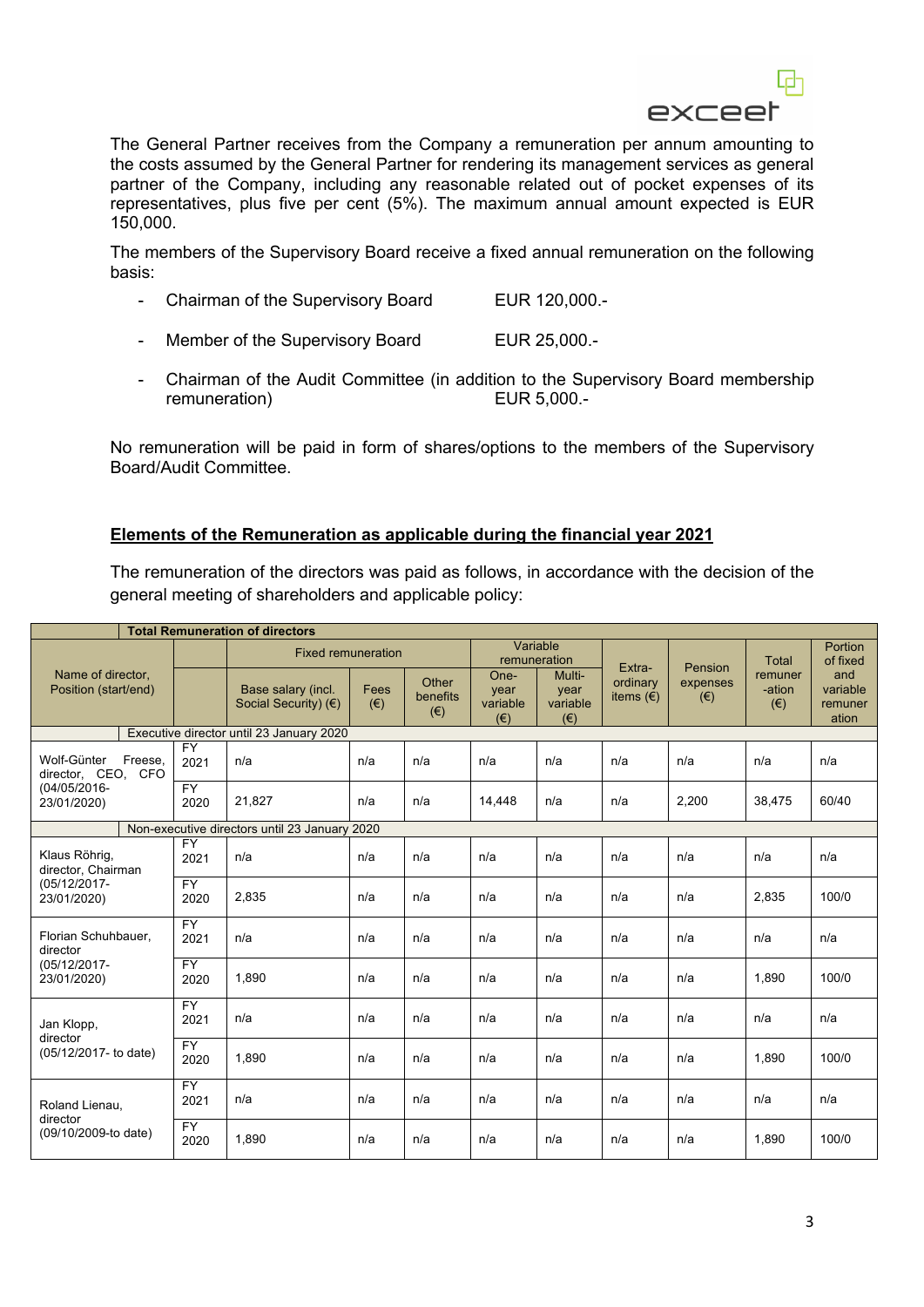The General Partner receives from the Company a remuneration per annum amounting to the costs assumed by the General Partner for rendering its management services as general partner of the Company, including any reasonable related out of pocket expenses of its representatives, plus five per cent (5%). The maximum annual amount expected is EUR 150,000.

The members of the Supervisory Board receive a fixed annual remuneration on the following basis:

- Chairman of the Supervisory Board EUR 120,000.-
- Member of the Supervisory Board EUR 25,000.-
- Chairman of the Audit Committee (in addition to the Supervisory Board membership remuneration) EUR 5,000.-

No remuneration will be paid in form of shares/options to the members of the Supervisory Board/Audit Committee.

## **Elements of the Remuneration as applicable during the financial year 2021**

The remuneration of the directors was paid as follows, in accordance with the decision of the general meeting of shareholders and applicable policy:

| Total Remuneration of directors | | | | | | | | | | |
|---|---|---|---|---|---|---|---|---|---|---|
| Name of director, Position (start/end) | | Fixed remuneration | | | Variable remuneration | | Extra-ordinary items (€) | Pension expenses (€) | Total remuner-ation (€) | Portion of fixed and variable remuneration |
| | | Base salary (incl. Social Security) (€) | Fees (€) | Other benefits (€) | One-year variable (€) | Multi-year variable (€) | | | | |
| Executive director until 23 January 2020 | | | | | | | | | | |
| Wolf-Günter Freese, director, CEO, CFO (04/05/2016-23/01/2020) | FY 2021 | n/a | n/a | n/a | n/a | n/a | n/a | n/a | n/a | n/a |
| | FY 2020 | 21,827 | n/a | n/a | 14,448 | n/a | n/a | 2,200 | 38,475 | 60/40 |
| Non-executive directors until 23 January 2020 | | | | | | | | | | |
| Klaus Röhrig, director, Chairman (05/12/2017-23/01/2020) | FY 2021 | n/a | n/a | n/a | n/a | n/a | n/a | n/a | n/a | n/a |
| | FY 2020 | 2,835 | n/a | n/a | n/a | n/a | n/a | n/a | 2,835 | 100/0 |
| Florian Schuhbauer, director (05/12/2017-23/01/2020) | FY 2021 | n/a | n/a | n/a | n/a | n/a | n/a | n/a | n/a | n/a |
| | FY 2020 | 1,890 | n/a | n/a | n/a | n/a | n/a | n/a | 1,890 | 100/0 |
| Jan Klopp, director (05/12/2017- to date) | FY 2021 | n/a | n/a | n/a | n/a | n/a | n/a | n/a | n/a | n/a |
| | FY 2020 | 1,890 | n/a | n/a | n/a | n/a | n/a | n/a | 1,890 | 100/0 |
| Roland Lienau, director (09/10/2009-to date) | FY 2021 | n/a | n/a | n/a | n/a | n/a | n/a | n/a | n/a | n/a |
| | FY 2020 | 1,890 | n/a | n/a | n/a | n/a | n/a | n/a | 1,890 | 100/0 |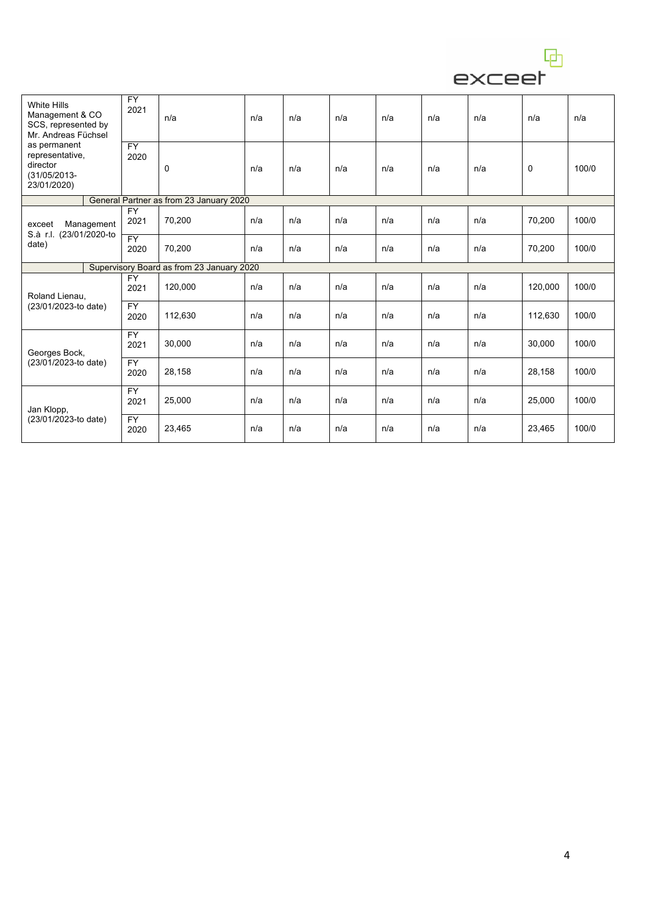| | | | | | | | | | | |
|---|---|---|---|---|---|---|---|---|---|---|
| White Hills Management & CO SCS, represented by Mr. Andreas Füchsel as permanent representative, director (31/05/2013-23/01/2020) | FY 2021 | n/a | n/a | n/a | n/a | n/a | n/a | n/a | n/a | n/a |
| | FY 2020 | 0 | n/a | n/a | n/a | n/a | n/a | n/a | 0 | 100/0 |
| General Partner as from 23 January 2020 | | | | | | | | | | |
| exceet Management S.à r.l. (23/01/2020-to date) | FY 2021 | 70,200 | n/a | n/a | n/a | n/a | n/a | n/a | 70,200 | 100/0 |
| | FY 2020 | 70,200 | n/a | n/a | n/a | n/a | n/a | n/a | 70,200 | 100/0 |
| Supervisory Board as from 23 January 2020 | | | | | | | | | | |
| Roland Lienau, (23/01/2023-to date) | FY 2021 | 120,000 | n/a | n/a | n/a | n/a | n/a | n/a | 120,000 | 100/0 |
| | FY 2020 | 112,630 | n/a | n/a | n/a | n/a | n/a | n/a | 112,630 | 100/0 |
| Georges Bock, (23/01/2023-to date) | FY 2021 | 30,000 | n/a | n/a | n/a | n/a | n/a | n/a | 30,000 | 100/0 |
| | FY 2020 | 28,158 | n/a | n/a | n/a | n/a | n/a | n/a | 28,158 | 100/0 |
| Jan Klopp, (23/01/2023-to date) | FY 2021 | 25,000 | n/a | n/a | n/a | n/a | n/a | n/a | 25,000 | 100/0 |
| | FY 2020 | 23,465 | n/a | n/a | n/a | n/a | n/a | n/a | 23,465 | 100/0 |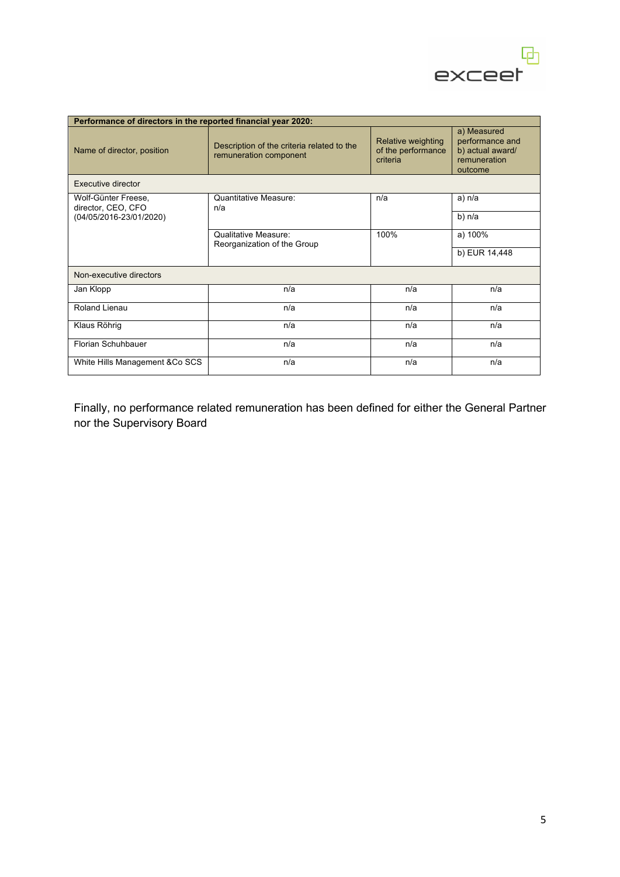| Performance of directors in the reported financial year 2020: | | | |
|---|---|---|---|
| Name of director, position | Description of the criteria related to the remuneration component | Relative weighting of the performance criteria | a) Measured performance and b) actual award/ remuneration outcome |
| Executive director | | | |
| Wolf-Günter Freese, director, CEO, CFO (04/05/2016-23/01/2020) | Quantitative Measure: n/a | n/a | a) n/a |
| | | | b) n/a |
| | Qualitative Measure: Reorganization of the Group | 100% | a) 100% |
| | | | b) EUR 14,448 |
| Non-executive directors | | | |
| Jan Klopp | n/a | n/a | n/a |
| Roland Lienau | n/a | n/a | n/a |
| Klaus Röhrig | n/a | n/a | n/a |
| Florian Schuhbauer | n/a | n/a | n/a |
| White Hills Management &Co SCS | n/a | n/a | n/a |

Finally, no performance related remuneration has been defined for either the General Partner nor the Supervisory Board